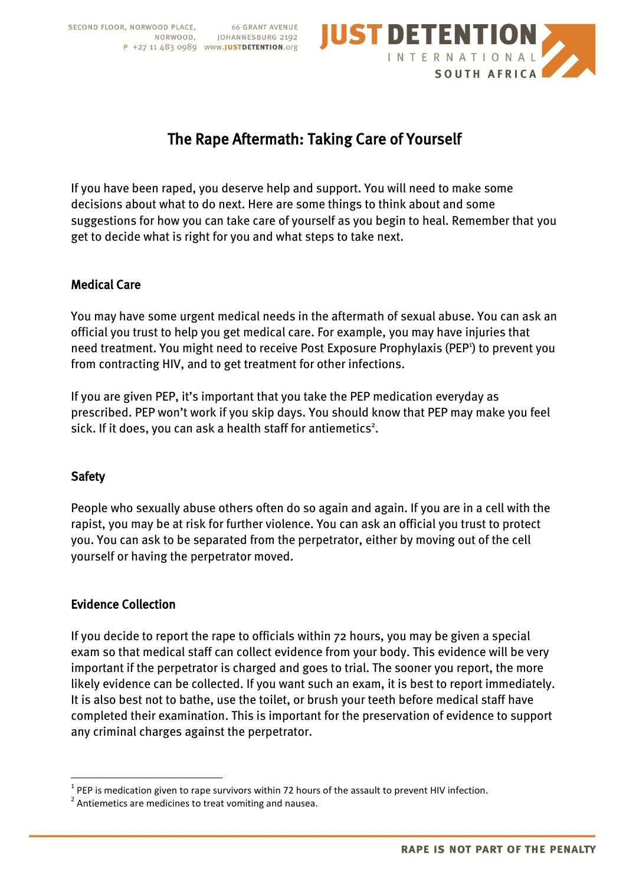SECOND FLOOR, NORWOOD PLACE, NORWOOD, 66 GRANT AVENUE JOHANNESBURG 2192
P +27 11 483 0989 www.JUSTDETENTION.org

JUST DETENTION INTERNATIONAL SOUTH AFRICA

# The Rape Aftermath: Taking Care of Yourself

If you have been raped, you deserve help and support. You will need to make some decisions about what to do next. Here are some things to think about and some suggestions for how you can take care of yourself as you begin to heal. Remember that you get to decide what is right for you and what steps to take next.

## Medical Care

You may have some urgent medical needs in the aftermath of sexual abuse. You can ask an official you trust to help you get medical care. For example, you may have injuries that need treatment. You might need to receive Post Exposure Prophylaxis (PEP[1]) to prevent you from contracting HIV, and to get treatment for other infections.

If you are given PEP, it's important that you take the PEP medication everyday as prescribed. PEP won't work if you skip days. You should know that PEP may make you feel sick. If it does, you can ask a health staff for antiemetics[2].

## Safety

People who sexually abuse others often do so again and again. If you are in a cell with the rapist, you may be at risk for further violence. You can ask an official you trust to protect you. You can ask to be separated from the perpetrator, either by moving out of the cell yourself or having the perpetrator moved.

## Evidence Collection

If you decide to report the rape to officials within 72 hours, you may be given a special exam so that medical staff can collect evidence from your body. This evidence will be very important if the perpetrator is charged and goes to trial. The sooner you report, the more likely evidence can be collected. If you want such an exam, it is best to report immediately. It is also best not to bathe, use the toilet, or brush your teeth before medical staff have completed their examination. This is important for the preservation of evidence to support any criminal charges against the perpetrator.

---

[1] PEP is medication given to rape survivors within 72 hours of the assault to prevent HIV infection.

[2] Antiemetics are medicines to treat vomiting and nausea.

RAPE IS NOT PART OF THE PENALTY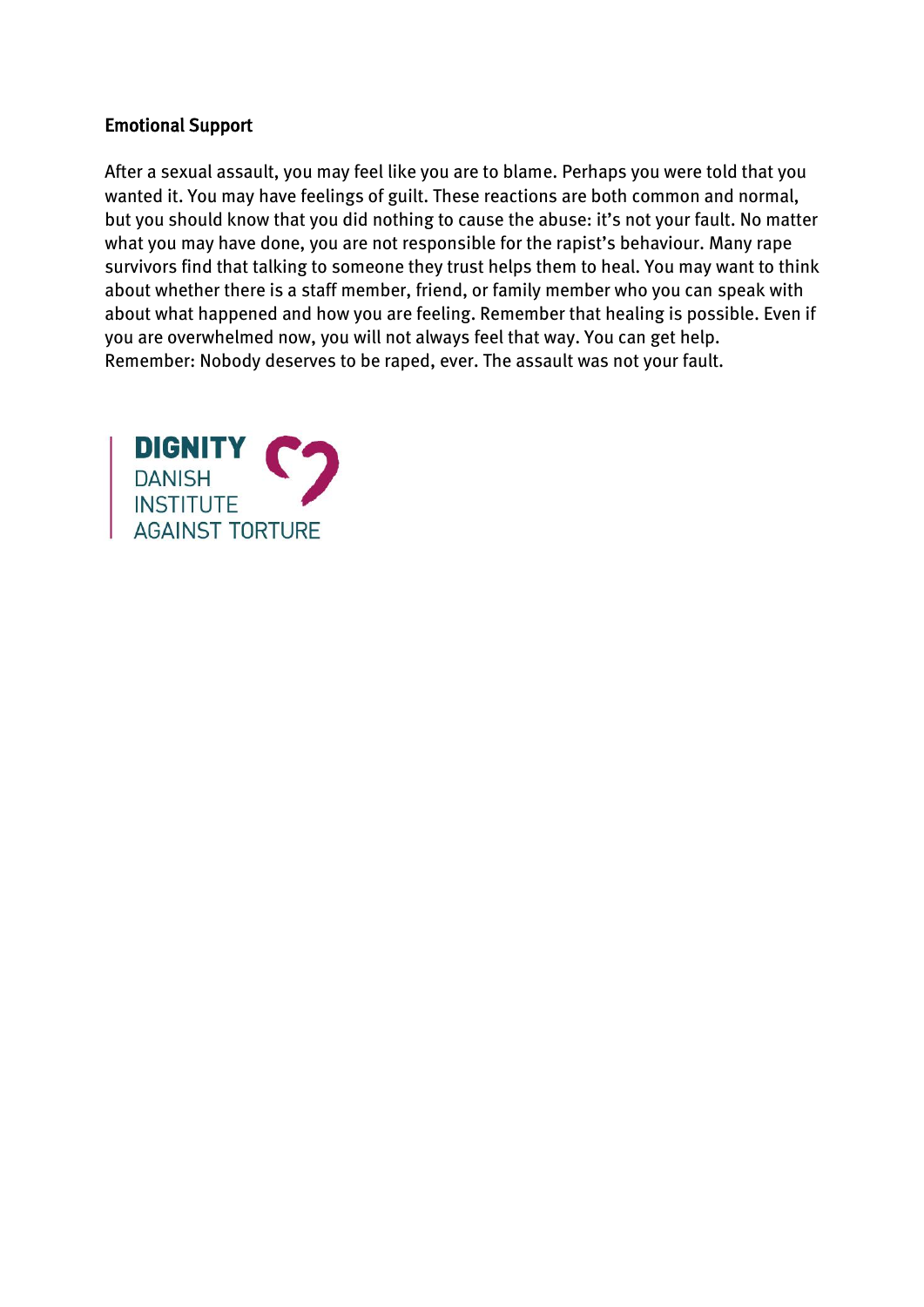### Emotional Support

After a sexual assault, you may feel like you are to blame. Perhaps you were told that you wanted it. You may have feelings of guilt. These reactions are both common and normal, but you should know that you did nothing to cause the abuse: it's not your fault. No matter what you may have done, you are not responsible for the rapist's behaviour. Many rape survivors find that talking to someone they trust helps them to heal. You may want to think about whether there is a staff member, friend, or family member who you can speak with about what happened and how you are feeling. Remember that healing is possible. Even if you are overwhelmed now, you will not always feel that way. You can get help. Remember: Nobody deserves to be raped, ever. The assault was not your fault.

DIGNITY
DANISH
INSTITUTE
AGAINST TORTURE